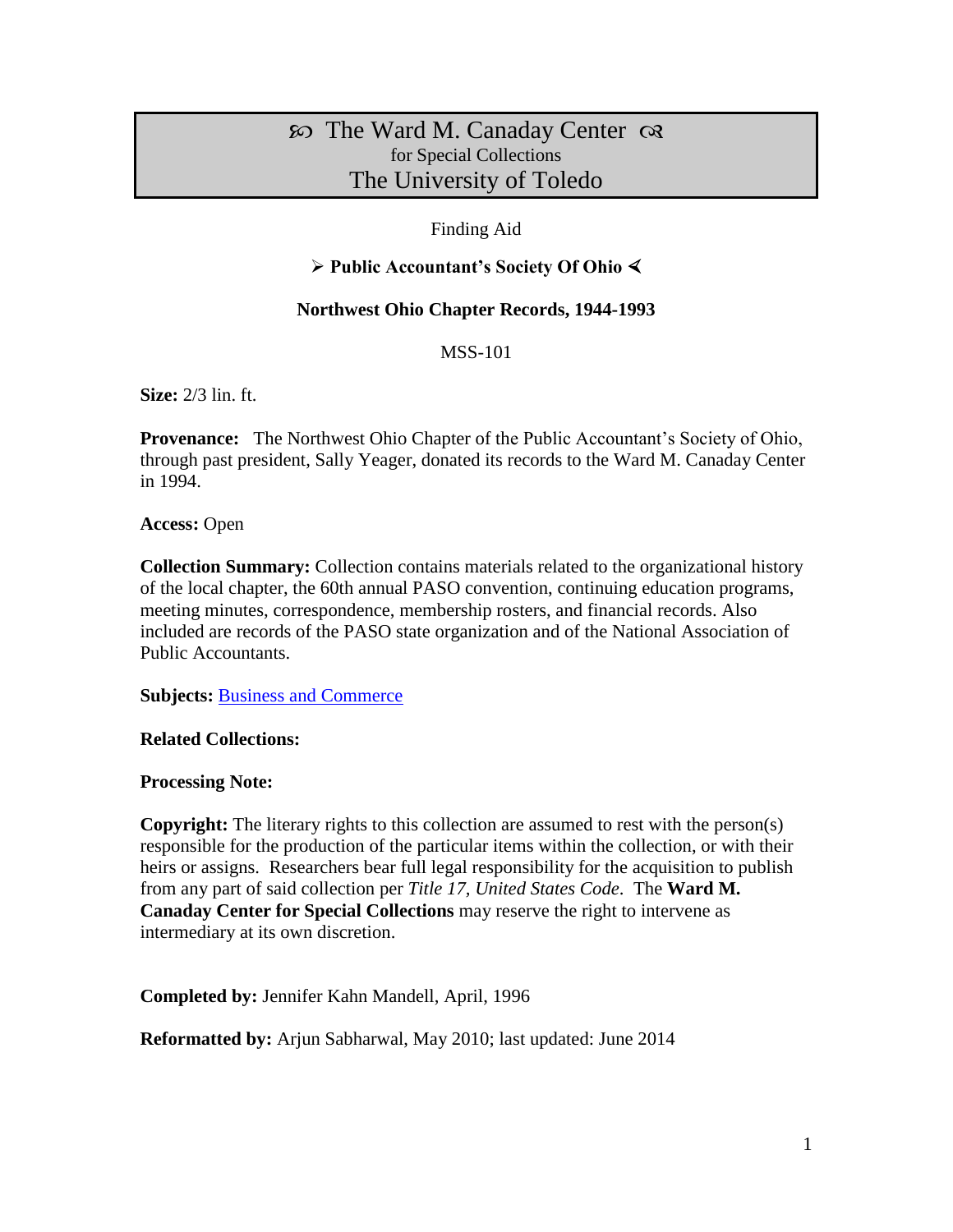# ☙ The Ward M. Canaday Center ❧
for Special Collections
The University of Toledo

Finding Aid

## ➢ Public Accountant's Society Of Ohio ∢

## Northwest Ohio Chapter Records, 1944-1993

MSS-101

**Size:** 2/3 lin. ft.

**Provenance:** The Northwest Ohio Chapter of the Public Accountant's Society of Ohio, through past president, Sally Yeager, donated its records to the Ward M. Canaday Center in 1994.

**Access:** Open

**Collection Summary:** Collection contains materials related to the organizational history of the local chapter, the 60th annual PASO convention, continuing education programs, meeting minutes, correspondence, membership rosters, and financial records. Also included are records of the PASO state organization and of the National Association of Public Accountants.

**Subjects:** Business and Commerce

**Related Collections:**

**Processing Note:**

**Copyright:** The literary rights to this collection are assumed to rest with the person(s) responsible for the production of the particular items within the collection, or with their heirs or assigns. Researchers bear full legal responsibility for the acquisition to publish from any part of said collection per *Title 17, United States Code*. The **Ward M. Canaday Center for Special Collections** may reserve the right to intervene as intermediary at its own discretion.

**Completed by:** Jennifer Kahn Mandell, April, 1996

**Reformatted by:** Arjun Sabharwal, May 2010; last updated: June 2014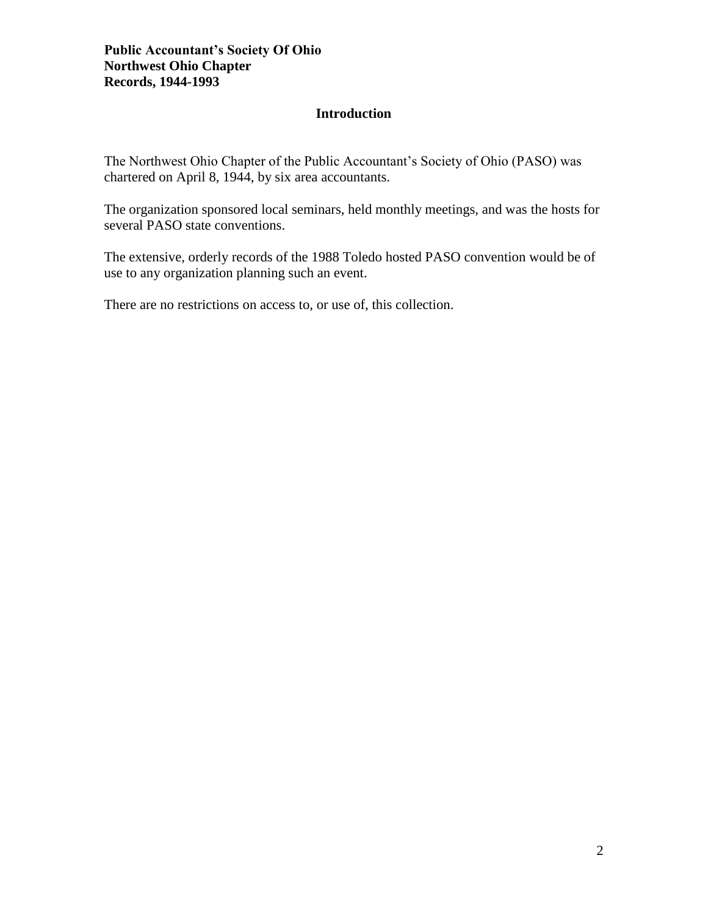**Public Accountant's Society Of Ohio**
**Northwest Ohio Chapter**
**Records, 1944-1993**

## Introduction

The Northwest Ohio Chapter of the Public Accountant's Society of Ohio (PASO) was chartered on April 8, 1944, by six area accountants.

The organization sponsored local seminars, held monthly meetings, and was the hosts for several PASO state conventions.

The extensive, orderly records of the 1988 Toledo hosted PASO convention would be of use to any organization planning such an event.

There are no restrictions on access to, or use of, this collection.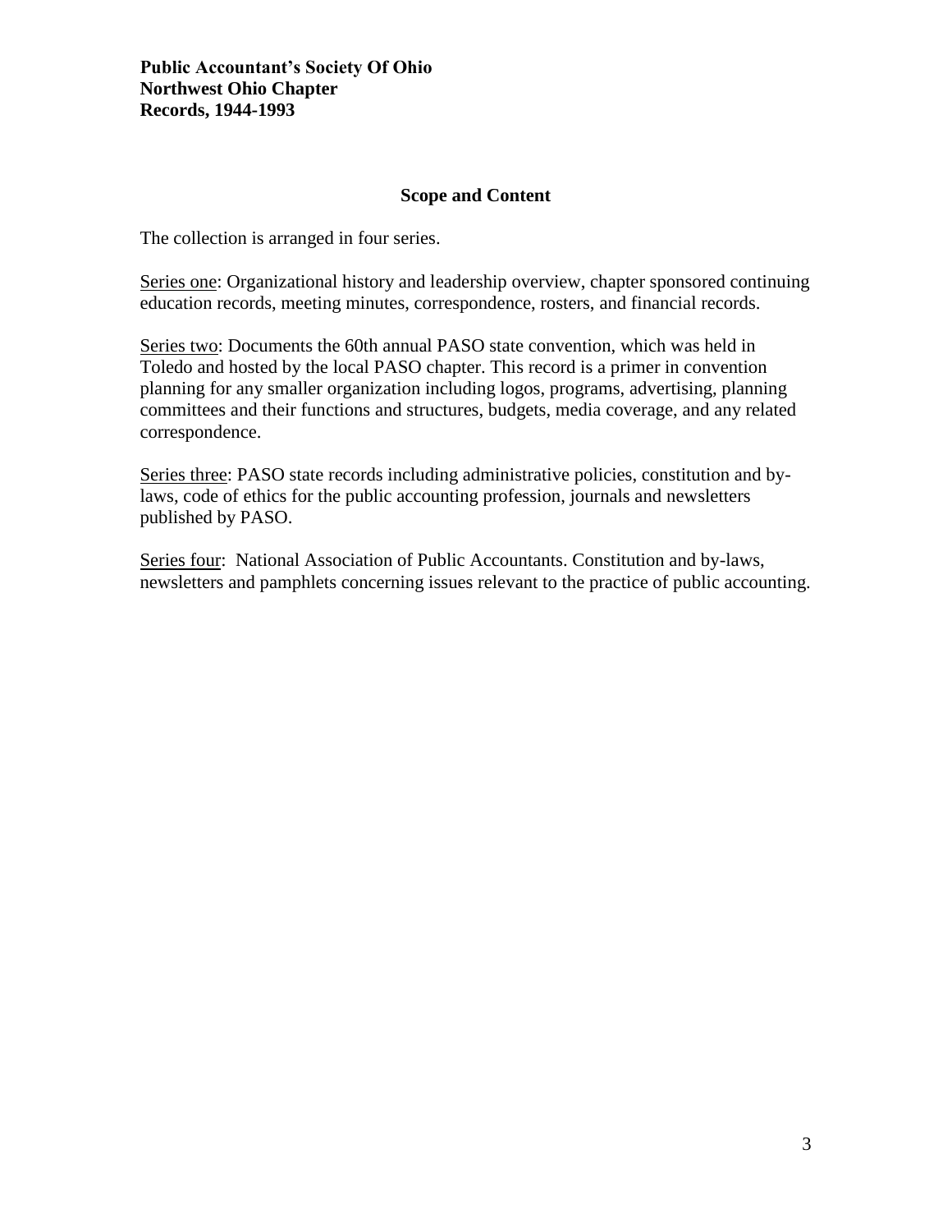**Public Accountant's Society Of Ohio**
**Northwest Ohio Chapter**
**Records, 1944-1993**

## Scope and Content

The collection is arranged in four series.

Series one: Organizational history and leadership overview, chapter sponsored continuing education records, meeting minutes, correspondence, rosters, and financial records.

Series two: Documents the 60th annual PASO state convention, which was held in Toledo and hosted by the local PASO chapter. This record is a primer in convention planning for any smaller organization including logos, programs, advertising, planning committees and their functions and structures, budgets, media coverage, and any related correspondence.

Series three: PASO state records including administrative policies, constitution and by-laws, code of ethics for the public accounting profession, journals and newsletters published by PASO.

Series four: National Association of Public Accountants. Constitution and by-laws, newsletters and pamphlets concerning issues relevant to the practice of public accounting.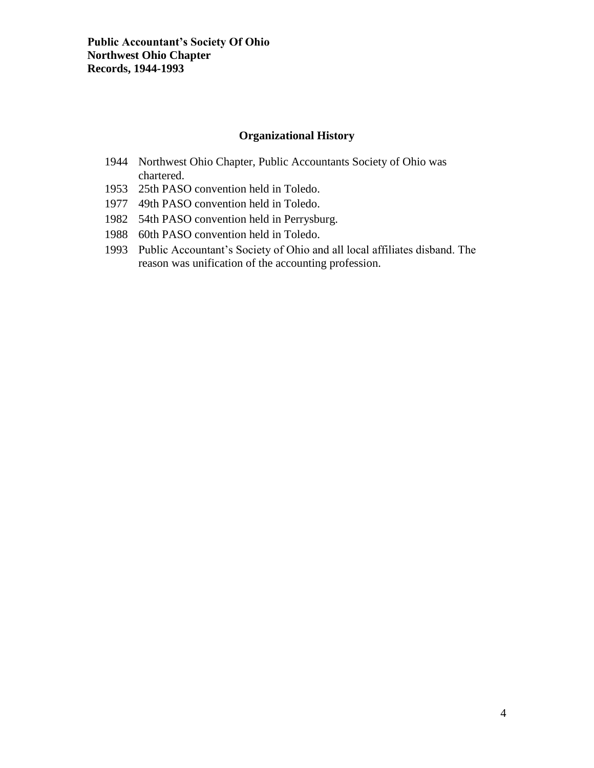**Public Accountant's Society Of Ohio**
**Northwest Ohio Chapter**
**Records, 1944-1993**

## Organizational History

1944 Northwest Ohio Chapter, Public Accountants Society of Ohio was chartered.
1953 25th PASO convention held in Toledo.
1977 49th PASO convention held in Toledo.
1982 54th PASO convention held in Perrysburg.
1988 60th PASO convention held in Toledo.
1993 Public Accountant's Society of Ohio and all local affiliates disband. The reason was unification of the accounting profession.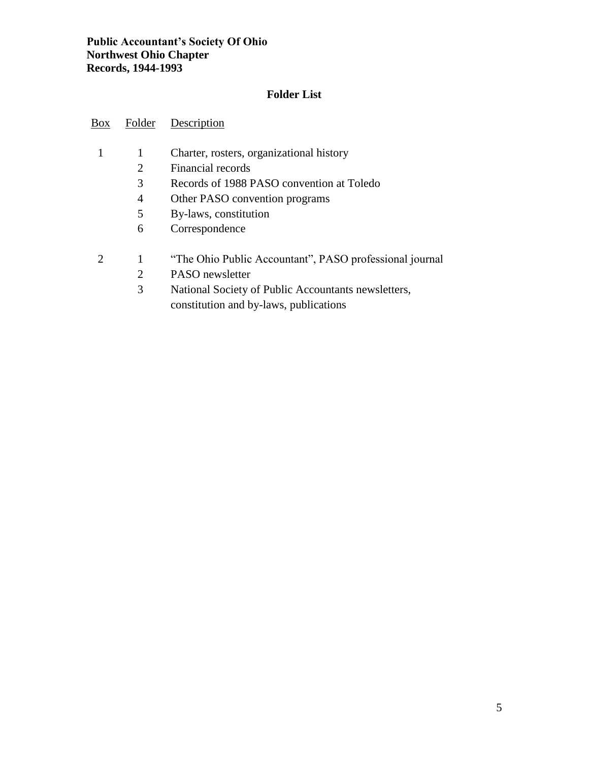**Public Accountant's Society Of Ohio**
**Northwest Ohio Chapter**
**Records, 1944-1993**

## Folder List

| Box | Folder | Description |
| --- | --- | --- |
| 1 | 1 | Charter, rosters, organizational history |
| | 2 | Financial records |
| | 3 | Records of 1988 PASO convention at Toledo |
| | 4 | Other PASO convention programs |
| | 5 | By-laws, constitution |
| | 6 | Correspondence |
| 2 | 1 | "The Ohio Public Accountant", PASO professional journal |
| | 2 | PASO newsletter |
| | 3 | National Society of Public Accountants newsletters, constitution and by-laws, publications |